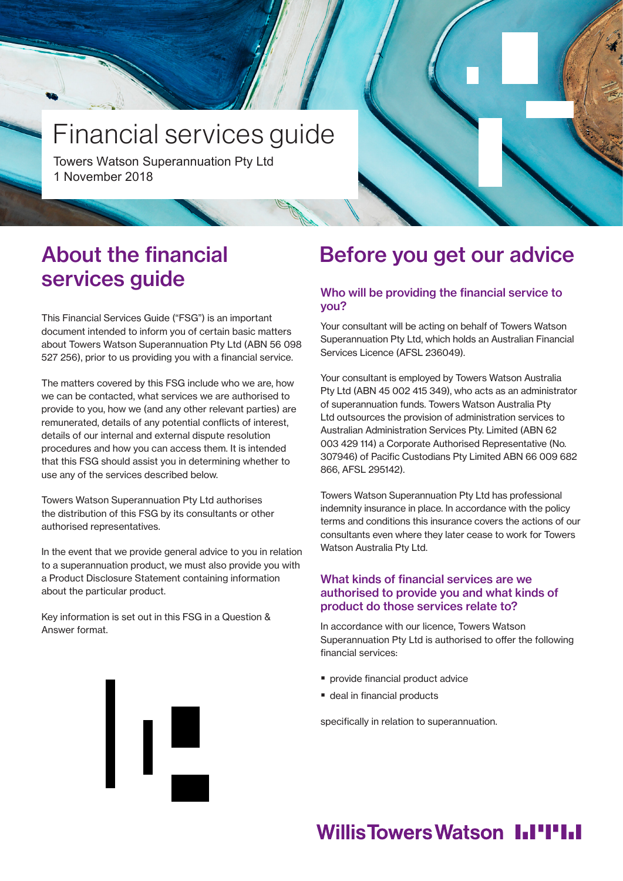# Financial services guide

Towers Watson Superannuation Pty Ltd
1 November 2018

## About the financial services guide

This Financial Services Guide ("FSG") is an important document intended to inform you of certain basic matters about Towers Watson Superannuation Pty Ltd (ABN 56 098 527 256), prior to us providing you with a financial service.

The matters covered by this FSG include who we are, how we can be contacted, what services we are authorised to provide to you, how we (and any other relevant parties) are remunerated, details of any potential conflicts of interest, details of our internal and external dispute resolution procedures and how you can access them. It is intended that this FSG should assist you in determining whether to use any of the services described below.

Towers Watson Superannuation Pty Ltd authorises the distribution of this FSG by its consultants or other authorised representatives.

In the event that we provide general advice to you in relation to a superannuation product, we must also provide you with a Product Disclosure Statement containing information about the particular product.

Key information is set out in this FSG in a Question & Answer format.

## Before you get our advice

### Who will be providing the financial service to you?

Your consultant will be acting on behalf of Towers Watson Superannuation Pty Ltd, which holds an Australian Financial Services Licence (AFSL 236049).

Your consultant is employed by Towers Watson Australia Pty Ltd (ABN 45 002 415 349), who acts as an administrator of superannuation funds. Towers Watson Australia Pty Ltd outsources the provision of administration services to Australian Administration Services Pty. Limited (ABN 62 003 429 114) a Corporate Authorised Representative (No. 307946) of Pacific Custodians Pty Limited ABN 66 009 682 866, AFSL 295142).

Towers Watson Superannuation Pty Ltd has professional indemnity insurance in place. In accordance with the policy terms and conditions this insurance covers the actions of our consultants even where they later cease to work for Towers Watson Australia Pty Ltd.

### What kinds of financial services are we authorised to provide you and what kinds of product do those services relate to?

In accordance with our licence, Towers Watson Superannuation Pty Ltd is authorised to offer the following financial services:

- provide financial product advice
- deal in financial products

specifically in relation to superannuation.

Willis Towers Watson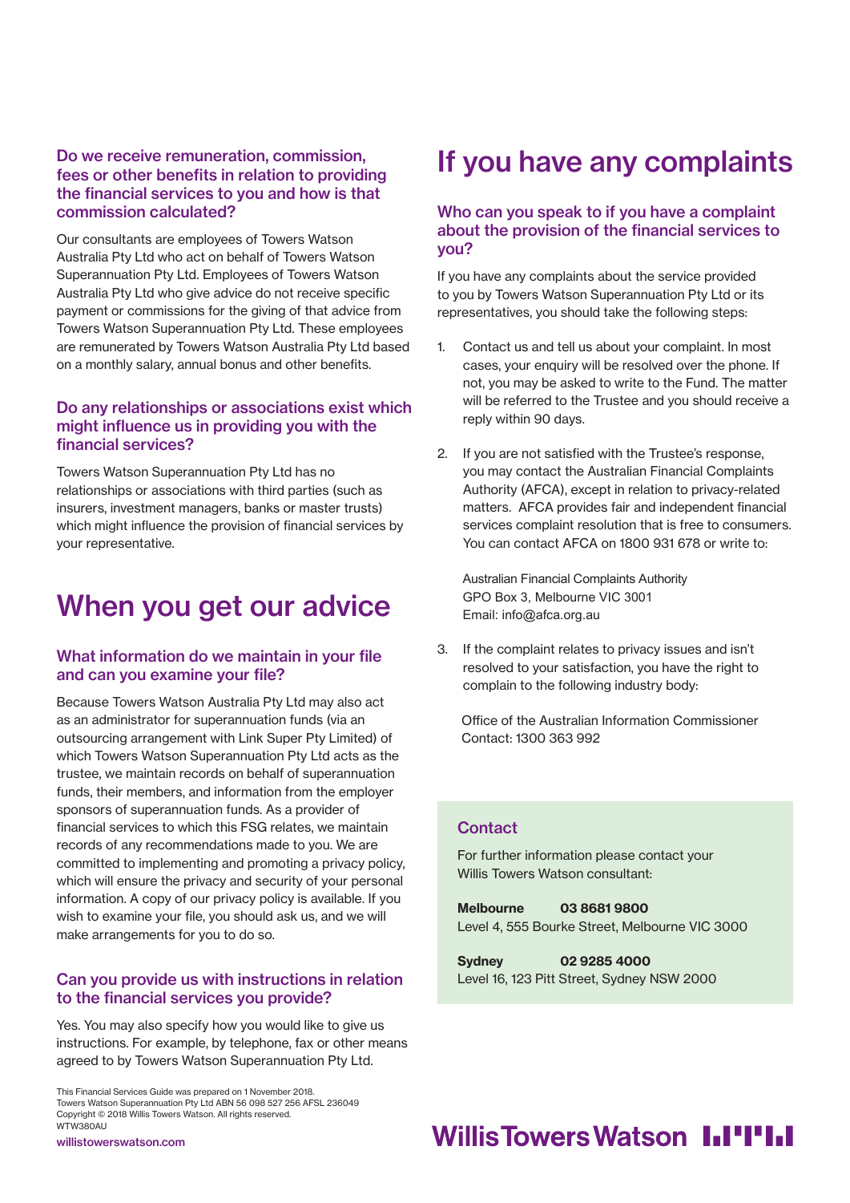### Do we receive remuneration, commission, fees or other benefits in relation to providing the financial services to you and how is that commission calculated?

Our consultants are employees of Towers Watson Australia Pty Ltd who act on behalf of Towers Watson Superannuation Pty Ltd. Employees of Towers Watson Australia Pty Ltd who give advice do not receive specific payment or commissions for the giving of that advice from Towers Watson Superannuation Pty Ltd. These employees are remunerated by Towers Watson Australia Pty Ltd based on a monthly salary, annual bonus and other benefits.

### Do any relationships or associations exist which might influence us in providing you with the financial services?

Towers Watson Superannuation Pty Ltd has no relationships or associations with third parties (such as insurers, investment managers, banks or master trusts) which might influence the provision of financial services by your representative.

## When you get our advice

### What information do we maintain in your file and can you examine your file?

Because Towers Watson Australia Pty Ltd may also act as an administrator for superannuation funds (via an outsourcing arrangement with Link Super Pty Limited) of which Towers Watson Superannuation Pty Ltd acts as the trustee, we maintain records on behalf of superannuation funds, their members, and information from the employer sponsors of superannuation funds. As a provider of financial services to which this FSG relates, we maintain records of any recommendations made to you. We are committed to implementing and promoting a privacy policy, which will ensure the privacy and security of your personal information. A copy of our privacy policy is available. If you wish to examine your file, you should ask us, and we will make arrangements for you to do so.

### Can you provide us with instructions in relation to the financial services you provide?

Yes. You may also specify how you would like to give us instructions. For example, by telephone, fax or other means agreed to by Towers Watson Superannuation Pty Ltd.

## If you have any complaints

### Who can you speak to if you have a complaint about the provision of the financial services to you?

If you have any complaints about the service provided to you by Towers Watson Superannuation Pty Ltd or its representatives, you should take the following steps:

1. Contact us and tell us about your complaint. In most cases, your enquiry will be resolved over the phone. If not, you may be asked to write to the Fund. The matter will be referred to the Trustee and you should receive a reply within 90 days.

2. If you are not satisfied with the Trustee's response, you may contact the Australian Financial Complaints Authority (AFCA), except in relation to privacy-related matters. AFCA provides fair and independent financial services complaint resolution that is free to consumers. You can contact AFCA on 1800 931 678 or write to:

   Australian Financial Complaints Authority
   GPO Box 3, Melbourne VIC 3001
   Email: info@afca.org.au

3. If the complaint relates to privacy issues and isn't resolved to your satisfaction, you have the right to complain to the following industry body:

   Office of the Australian Information Commissioner
   Contact: 1300 363 992

### Contact

For further information please contact your Willis Towers Watson consultant:

**Melbourne** **03 8681 9800**
Level 4, 555 Bourke Street, Melbourne VIC 3000

**Sydney** **02 9285 4000**
Level 16, 123 Pitt Street, Sydney NSW 2000

This Financial Services Guide was prepared on 1 November 2018.
Towers Watson Superannuation Pty Ltd ABN 56 098 527 256 AFSL 236049
Copyright © 2018 Willis Towers Watson. All rights reserved.
WTW380AU

willistowerswatson.com

Willis Towers Watson